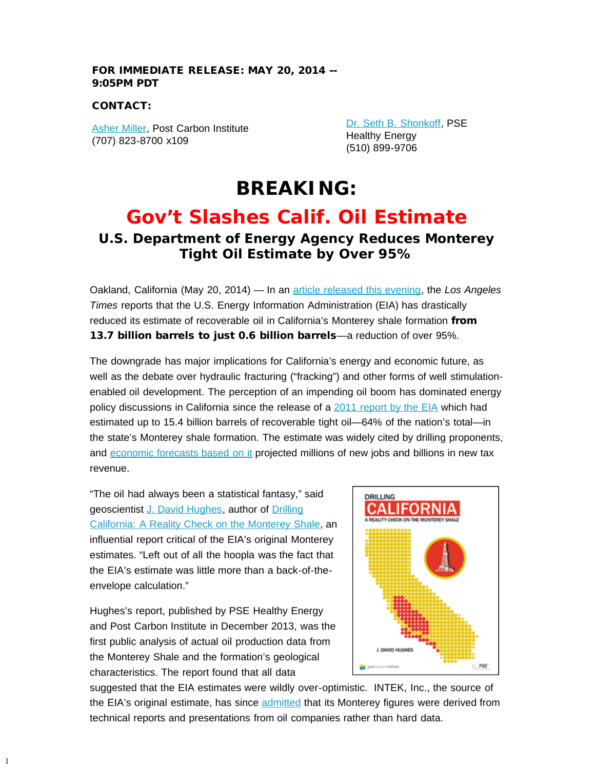**FOR IMMEDIATE RELEASE: MAY 20, 2014 -- 9:05PM PDT**

**CONTACT:**

Asher Miller, Post Carbon Institute
(707) 823-8700 x109

Dr. Seth B. Shonkoff, PSE Healthy Energy
(510) 899-9706

# BREAKING:

# Gov't Slashes Calif. Oil Estimate

## U.S. Department of Energy Agency Reduces Monterey Tight Oil Estimate by Over 95%

Oakland, California (May 20, 2014) — In an article released this evening, the *Los Angeles Times* reports that the U.S. Energy Information Administration (EIA) has drastically reduced its estimate of recoverable oil in California's Monterey shale formation **from 13.7 billion barrels to just 0.6 billion barrels**—a reduction of over 95%.

The downgrade has major implications for California's energy and economic future, as well as the debate over hydraulic fracturing ("fracking") and other forms of well stimulation-enabled oil development. The perception of an impending oil boom has dominated energy policy discussions in California since the release of a 2011 report by the EIA which had estimated up to 15.4 billion barrels of recoverable tight oil—64% of the nation's total—in the state's Monterey shale formation. The estimate was widely cited by drilling proponents, and economic forecasts based on it projected millions of new jobs and billions in new tax revenue.

"The oil had always been a statistical fantasy," said geoscientist J. David Hughes, author of Drilling California: A Reality Check on the Monterey Shale, an influential report critical of the EIA's original Monterey estimates. "Left out of all the hoopla was the fact that the EIA's estimate was little more than a back-of-the-envelope calculation."

DRILLING CALIFORNIA
A REALITY CHECK ON THE MONTEREY SHALE
J. DAVID HUGHES

Hughes's report, published by PSE Healthy Energy and Post Carbon Institute in December 2013, was the first public analysis of actual oil production data from the Monterey Shale and the formation's geological characteristics. The report found that all data suggested that the EIA estimates were wildly over-optimistic. INTEK, Inc., the source of the EIA's original estimate, has since admitted that its Monterey figures were derived from technical reports and presentations from oil companies rather than hard data.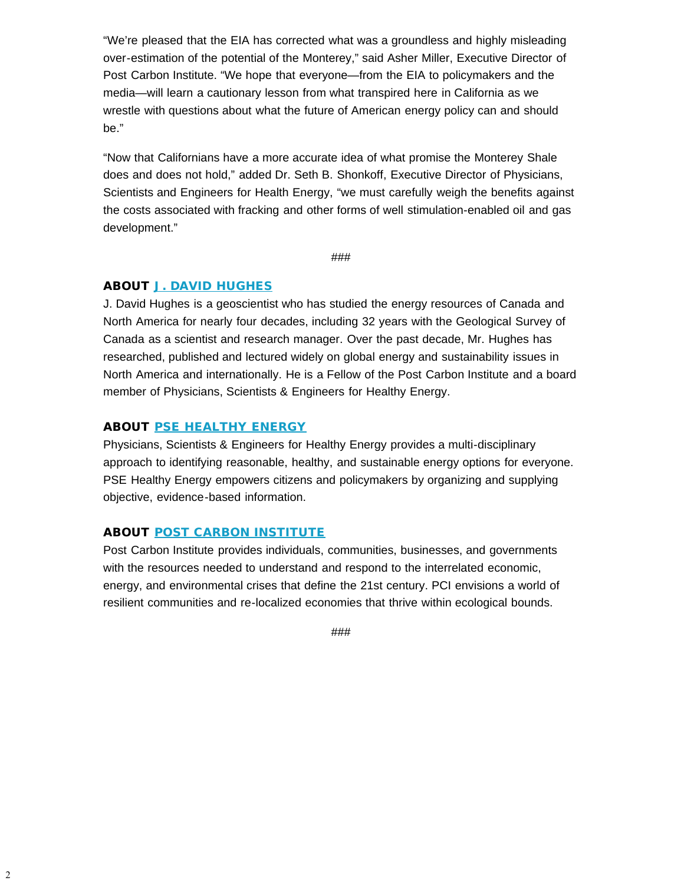"We're pleased that the EIA has corrected what was a groundless and highly misleading over-estimation of the potential of the Monterey," said Asher Miller, Executive Director of Post Carbon Institute. "We hope that everyone—from the EIA to policymakers and the media—will learn a cautionary lesson from what transpired here in California as we wrestle with questions about what the future of American energy policy can and should be."

"Now that Californians have a more accurate idea of what promise the Monterey Shale does and does not hold," added Dr. Seth B. Shonkoff, Executive Director of Physicians, Scientists and Engineers for Health Energy, "we must carefully weigh the benefits against the costs associated with fracking and other forms of well stimulation-enabled oil and gas development."

###

### ABOUT J . DAVID HUGHES

J. David Hughes is a geoscientist who has studied the energy resources of Canada and North America for nearly four decades, including 32 years with the Geological Survey of Canada as a scientist and research manager. Over the past decade, Mr. Hughes has researched, published and lectured widely on global energy and sustainability issues in North America and internationally. He is a Fellow of the Post Carbon Institute and a board member of Physicians, Scientists & Engineers for Healthy Energy.

### ABOUT PSE HEALTHY ENERGY

Physicians, Scientists & Engineers for Healthy Energy provides a multi-disciplinary approach to identifying reasonable, healthy, and sustainable energy options for everyone. PSE Healthy Energy empowers citizens and policymakers by organizing and supplying objective, evidence-based information.

### ABOUT POST CARBON INSTITUTE

Post Carbon Institute provides individuals, communities, businesses, and governments with the resources needed to understand and respond to the interrelated economic, energy, and environmental crises that define the 21st century. PCI envisions a world of resilient communities and re-localized economies that thrive within ecological bounds.

###